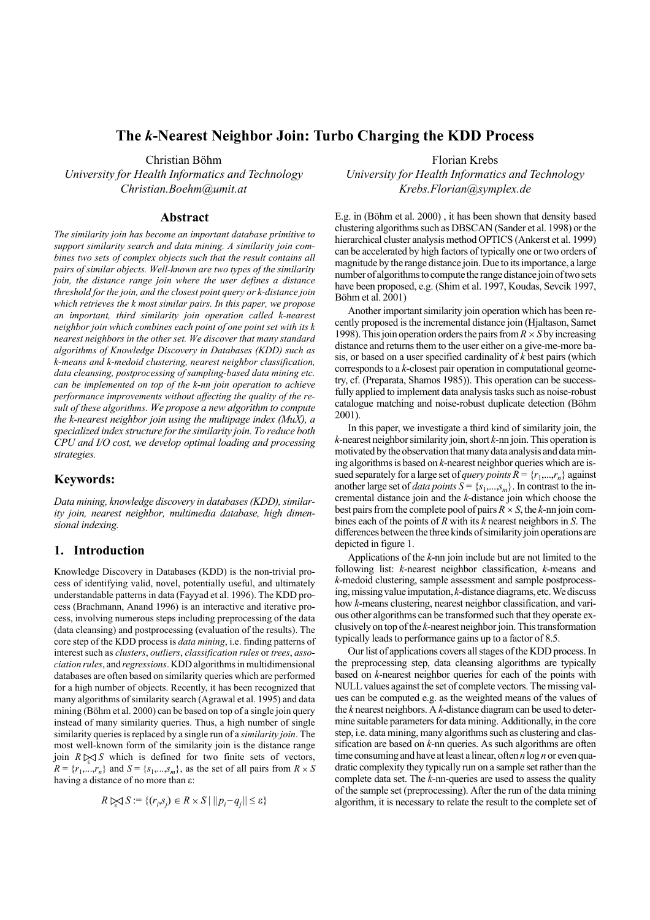# The *k*-Nearest Neighbor Join: Turbo Charging the KDD Process

Christian Böhm
*University for Health Informatics and Technology*
*Christian.Boehm@umit.at*

Florian Krebs
*University for Health Informatics and Technology*
*Krebs.Florian@symplex.de*

## Abstract

*The similarity join has become an important database primitive to support similarity search and data mining. A similarity join combines two sets of complex objects such that the result contains all pairs of similar objects. Well-known are two types of the similarity join, the distance range join where the user defines a distance threshold for the join, and the closest point query or k-distance join which retrieves the k most similar pairs. In this paper, we propose an important, third similarity join operation called k-nearest neighbor join which combines each point of one point set with its k nearest neighbors in the other set. We discover that many standard algorithms of Knowledge Discovery in Databases (KDD) such as k-means and k-medoid clustering, nearest neighbor classification, data cleansing, postprocessing of sampling-based data mining etc. can be implemented on top of the k-nn join operation to achieve performance improvements without affecting the quality of the result of these algorithms. We propose a new algorithm to compute the k-nearest neighbor join using the multipage index (MuX), a specialized index structure for the similarity join. To reduce both CPU and I/O cost, we develop optimal loading and processing strategies.*

## Keywords:

*Data mining, knowledge discovery in databases (KDD), similarity join, nearest neighbor, multimedia database, high dimensional indexing.*

## 1. Introduction

Knowledge Discovery in Databases (KDD) is the non-trivial process of identifying valid, novel, potentially useful, and ultimately understandable patterns in data (Fayyad et al. 1996). The KDD process (Brachmann, Anand 1996) is an interactive and iterative process, involving numerous steps including preprocessing of the data (data cleansing) and postprocessing (evaluation of the results). The core step of the KDD process is *data mining*, i.e. finding patterns of interest such as *clusters*, *outliers*, *classification rules* or *trees*, *association rules*, and *regressions*. KDD algorithms in multidimensional databases are often based on similarity queries which are performed for a high number of objects. Recently, it has been recognized that many algorithms of similarity search (Agrawal et al. 1995) and data mining (Böhm et al. 2000) can be based on top of a single join query instead of many similarity queries. Thus, a high number of single similarity queries is replaced by a single run of a *similarity join*. The most well-known form of the similarity join is the distance range join $R \bowtie_{\varepsilon} S$ which is defined for two finite sets of vectors, $R = \{r_1,...,r_n\}$ and $S = \{s_1,...,s_m\}$, as the set of all pairs from $R \times S$ having a distance of no more than ε:

$$R \bowtie_{\varepsilon} S := \{(r_i,s_j) \in R \times S \mid \|p_i - q_j\| \le \varepsilon\}$$

E.g. in (Böhm et al. 2000) , it has been shown that density based clustering algorithms such as DBSCAN (Sander et al. 1998) or the hierarchical cluster analysis method OPTICS (Ankerst et al. 1999) can be accelerated by high factors of typically one or two orders of magnitude by the range distance join. Due to its importance, a large number of algorithms to compute the range distance join of two sets have been proposed, e.g. (Shim et al. 1997, Koudas, Sevcik 1997, Böhm et al. 2001)

Another important similarity join operation which has been recently proposed is the incremental distance join (Hjaltason, Samet 1998). This join operation orders the pairs from $R \times S$ by increasing distance and returns them to the user either on a give-me-more basis, or based on a user specified cardinality of $k$ best pairs (which corresponds to a $k$-closest pair operation in computational geometry, cf. (Preparata, Shamos 1985)). This operation can be successfully applied to implement data analysis tasks such as noise-robust catalogue matching and noise-robust duplicate detection (Böhm 2001).

In this paper, we investigate a third kind of similarity join, the *k*-nearest neighbor similarity join, short *k*-nn join. This operation is motivated by the observation that many data analysis and data mining algorithms is based on *k*-nearest neighbor queries which are issued separately for a large set of *query points* $R = \{r_1,...,r_n\}$ against another large set of *data points* $S = \{s_1,...,s_m\}$. In contrast to the incremental distance join and the *k*-distance join which choose the best pairs from the complete pool of pairs $R \times S$, the *k*-nn join combines each of the points of *R* with its *k* nearest neighbors in *S*. The differences between the three kinds of similarity join operations are depicted in figure 1.

Applications of the *k*-nn join include but are not limited to the following list: *k*-nearest neighbor classification, *k*-means and *k*-medoid clustering, sample assessment and sample postprocessing, missing value imputation, *k*-distance diagrams, etc. We discuss how *k*-means clustering, nearest neighbor classification, and various other algorithms can be transformed such that they operate exclusively on top of the *k*-nearest neighbor join. This transformation typically leads to performance gains up to a factor of 8.5.

Our list of applications covers all stages of the KDD process. In the preprocessing step, data cleansing algorithms are typically based on *k*-nearest neighbor queries for each of the points with NULL values against the set of complete vectors. The missing values can be computed e.g. as the weighted means of the values of the *k* nearest neighbors. A *k*-distance diagram can be used to determine suitable parameters for data mining. Additionally, in the core step, i.e. data mining, many algorithms such as clustering and classification are based on *k*-nn queries. As such algorithms are often time consuming and have at least a linear, often $n \log n$ or even quadratic complexity they typically run on a sample set rather than the complete data set. The *k*-nn-queries are used to assess the quality of the sample set (preprocessing). After the run of the data mining algorithm, it is necessary to relate the result to the complete set of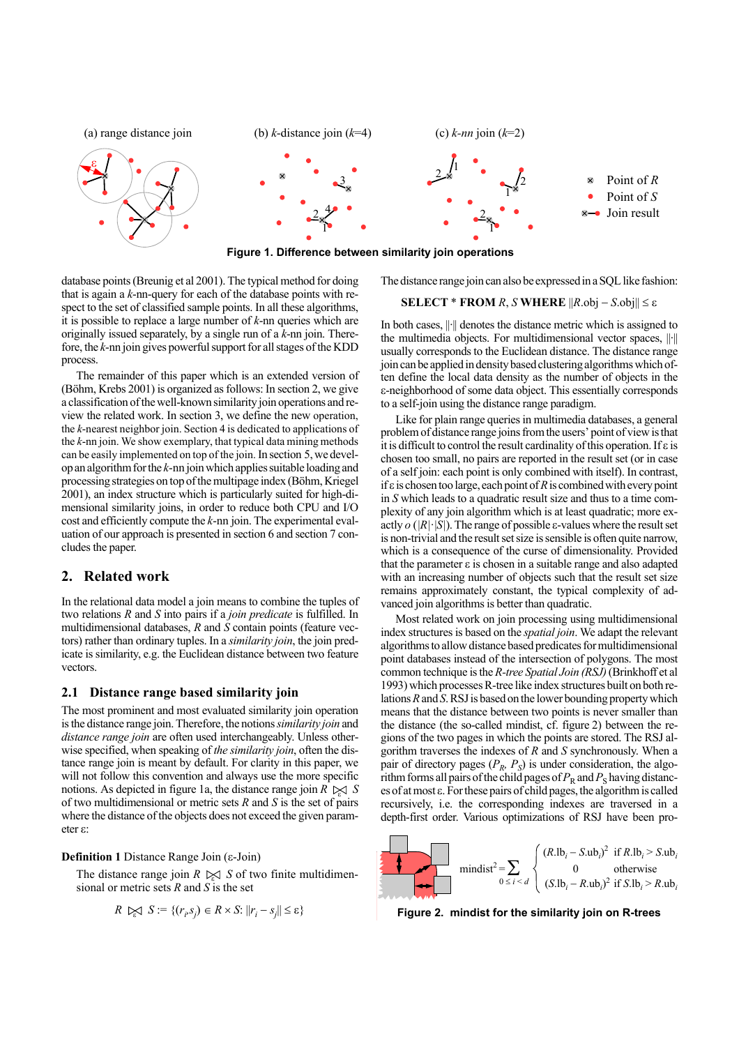(a) range distance join (b) $k$-distance join ($k$=4) (c) $k$-nn join ($k$=2)

Point of $R$
Point of $S$
Join result

**Figure 1. Difference between similarity join operations**

database points (Breunig et al 2001). The typical method for doing that is again a $k$-nn-query for each of the database points with respect to the set of classified sample points. In all these algorithms, it is possible to replace a large number of $k$-nn queries which are originally issued separately, by a single run of a $k$-nn join. Therefore, the $k$-nn join gives powerful support for all stages of the KDD process.

The remainder of this paper which is an extended version of (Böhm, Krebs 2001) is organized as follows: In section 2, we give a classification of the well-known similarity join operations and review the related work. In section 3, we define the new operation, the $k$-nearest neighbor join. Section 4 is dedicated to applications of the $k$-nn join. We show exemplary, that typical data mining methods can be easily implemented on top of the join. In section 5, we develop an algorithm for the $k$-nn join which applies suitable loading and processing strategies on top of the multipage index (Böhm, Kriegel 2001), an index structure which is particularly suited for high-dimensional similarity joins, in order to reduce both CPU and I/O cost and efficiently compute the $k$-nn join. The experimental evaluation of our approach is presented in section 6 and section 7 concludes the paper.

## 2. Related work

In the relational data model a join means to combine the tuples of two relations $R$ and $S$ into pairs if a *join predicate* is fulfilled. In multidimensional databases, $R$ and $S$ contain points (feature vectors) rather than ordinary tuples. In a *similarity join*, the join predicate is similarity, e.g. the Euclidean distance between two feature vectors.

### 2.1 Distance range based similarity join

The most prominent and most evaluated similarity join operation is the distance range join. Therefore, the notions *similarity join* and *distance range join* are often used interchangeably. Unless otherwise specified, when speaking of *the similarity join*, often the distance range join is meant by default. For clarity in this paper, we will not follow this convention and always use the more specific notions. As depicted in figure 1a, the distance range join $R \bowtie_\varepsilon S$ of two multidimensional or metric sets $R$ and $S$ is the set of pairs where the distance of the objects does not exceed the given parameter ε:

**Definition 1** Distance Range Join (ε-Join)

The distance range join $R \bowtie_\varepsilon S$ of two finite multidimensional or metric sets $R$ and $S$ is the set

$$R \bowtie_\varepsilon S := \{(r_i, s_j) \in R \times S : \|r_i - s_j\| \le \varepsilon\}$$

The distance range join can also be expressed in a SQL like fashion:

**SELECT** * **FROM** $R$, $S$ **WHERE** $\|R.\text{obj} - S.\text{obj}\| \le \varepsilon$

In both cases, $\|\cdot\|$ denotes the distance metric which is assigned to the multimedia objects. For multidimensional vector spaces, $\|\cdot\|$ usually corresponds to the Euclidean distance. The distance range join can be applied in density based clustering algorithms which often define the local data density as the number of objects in the ε-neighborhood of some data object. This essentially corresponds to a self-join using the distance range paradigm.

Like for plain range queries in multimedia databases, a general problem of distance range joins from the users' point of view is that it is difficult to control the result cardinality of this operation. If ε is chosen too small, no pairs are reported in the result set (or in case of a self join: each point is only combined with itself). In contrast, if ε is chosen too large, each point of $R$ is combined with every point in $S$ which leads to a quadratic result size and thus to a time complexity of any join algorithm which is at least quadratic; more exactly $o(|R| \cdot |S|)$. The range of possible ε-values where the result set is non-trivial and the result set size is sensible is often quite narrow, which is a consequence of the curse of dimensionality. Provided that the parameter ε is chosen in a suitable range and also adapted with an increasing number of objects such that the result set size remains approximately constant, the typical complexity of advanced join algorithms is better than quadratic.

Most related work on join processing using multidimensional index structures is based on the *spatial join*. We adapt the relevant algorithms to allow distance based predicates for multidimensional point databases instead of the intersection of polygons. The most common technique is the *R-tree Spatial Join (RSJ)* (Brinkhoff et al 1993) which processes R-tree like index structures built on both relations $R$ and $S$. RSJ is based on the lower bounding property which means that the distance between two points is never smaller than the distance (the so-called mindist, cf. figure 2) between the regions of the two pages in which the points are stored. The RSJ algorithm traverses the indexes of $R$ and $S$ synchronously. When a pair of directory pages $(P_R, P_S)$ is under consideration, the algorithm forms all pairs of the child pages of $P_R$ and $P_S$ having distances of at most ε. For these pairs of child pages, the algorithm is called recursively, i.e. the corresponding indexes are traversed in a depth-first order. Various optimizations of RSJ have been pro-

$$\text{mindist}^2 = \sum_{0 \le i < d} \begin{cases} (R.\text{lb}_i - S.\text{ub}_i)^2 & \text{if } R.\text{lb}_i > S.\text{ub}_i \\ 0 & \text{otherwise} \\ (S.\text{lb}_i - R.\text{ub}_i)^2 & \text{if } S.\text{lb}_i > R.\text{ub}_i \end{cases}$$

**Figure 2. mindist for the similarity join on R-trees**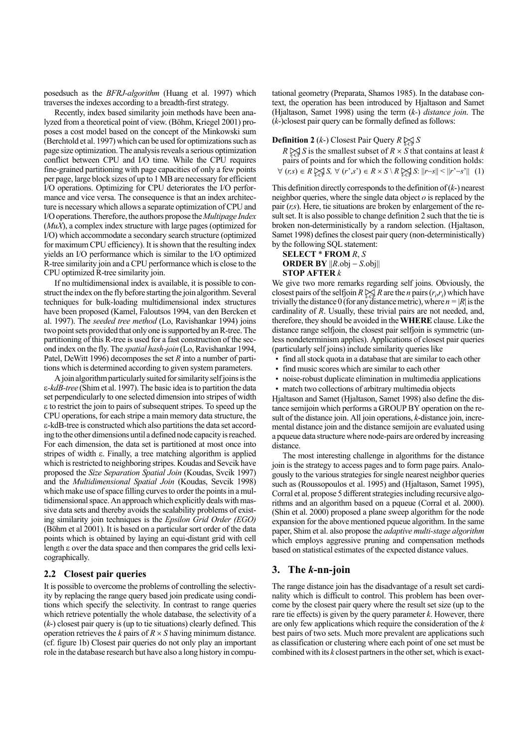posedsuch as the *BFRJ-algorithm* (Huang et al. 1997) which traverses the indexes according to a breadth-first strategy.

Recently, index based similarity join methods have been analyzed from a theoretical point of view. (Böhm, Kriegel 2001) proposes a cost model based on the concept of the Minkowski sum (Berchtold et al. 1997) which can be used for optimizations such as page size optimization. The analysis reveals a serious optimization conflict between CPU and I/O time. While the CPU requires fine-grained partitioning with page capacities of only a few points per page, large block sizes of up to 1 MB are necessary for efficient I/O operations. Optimizing for CPU deteriorates the I/O performance and vice versa. The consequence is that an index architecture is necessary which allows a separate optimization of CPU and I/O operations. Therefore, the authors propose the *Multipage Index* (*MuX*), a complex index structure with large pages (optimized for I/O) which accommodate a secondary search structure (optimized for maximum CPU efficiency). It is shown that the resulting index yields an I/O performance which is similar to the I/O optimized R-tree similarity join and a CPU performance which is close to the CPU optimized R-tree similarity join.

If no multidimensional index is available, it is possible to construct the index on the fly before starting the join algorithm. Several techniques for bulk-loading multidimensional index structures have been proposed (Kamel, Faloutsos 1994, van den Bercken et al. 1997). The *seeded tree method* (Lo, Ravishankar 1994) joins two point sets provided that only one is supported by an R-tree. The partitioning of this R-tree is used for a fast construction of the second index on the fly. The *spatial hash-join* (Lo, Ravishankar 1994, Patel, DeWitt 1996) decomposes the set $R$ into a number of partitions which is determined according to given system parameters.

A join algorithm particularly suited for similarity self joins is the *ε-kdB-tree* (Shim et al. 1997). The basic idea is to partition the data set perpendicularly to one selected dimension into stripes of width $\varepsilon$ to restrict the join to pairs of subsequent stripes. To speed up the CPU operations, for each stripe a main memory data structure, the ε-kdB-tree is constructed which also partitions the data set according to the other dimensions until a defined node capacity is reached. For each dimension, the data set is partitioned at most once into stripes of width $\varepsilon$. Finally, a tree matching algorithm is applied which is restricted to neighboring stripes. Koudas and Sevcik have proposed the *Size Separation Spatial Join* (Koudas, Svcik 1997) and the *Multidimensional Spatial Join* (Koudas, Sevcik 1998) which make use of space filling curves to order the points in a multidimensional space. An approach which explicitly deals with massive data sets and thereby avoids the scalability problems of existing similarity join techniques is the *Epsilon Grid Order (EGO)* (Böhm et al 2001). It is based on a particular sort order of the data points which is obtained by laying an equi-distant grid with cell length $\varepsilon$ over the data space and then compares the grid cells lexicographically.

## 2.2 Closest pair queries

It is possible to overcome the problems of controlling the selectivity by replacing the range query based join predicate using conditions which specify the selectivity. In contrast to range queries which retrieve potentially the whole database, the selectivity of a ($k$-) closest pair query is (up to tie situations) clearly defined. This operation retrieves the $k$ pairs of $R \times S$ having minimum distance. (cf. figure 1b) Closest pair queries do not only play an important role in the database research but have also a long history in computational geometry (Preparata, Shamos 1985). In the database context, the operation has been introduced by Hjaltason and Samet (Hjaltason, Samet 1998) using the term ($k$-) *distance join*. The ($k$-)closest pair query can be formally defined as follows:

**Definition 2** ($k$-) Closest Pair Query $R \bowtie_{k\text{-CP}} S$

$R \bowtie_{k\text{-CP}} S$ is the smallest subset of $R \times S$ that contains at least $k$ pairs of points and for which the following condition holds:

$$\forall\ (r,s) \in R \bowtie_{k\text{-CP}} S,\ \forall\ (r',s') \in R \times S \setminus R \bowtie_{k\text{-CP}} S: \|r - s\| < \|r' - s'\| \quad (1)$$

This definition directly corresponds to the definition of ($k$-) nearest neighbor queries, where the single data object $o$ is replaced by the pair $(r,s)$. Here, tie situations are broken by enlargement of the result set. It is also possible to change definition 2 such that the tie is broken non-deterministically by a random selection. (Hjaltason, Samet 1998) defines the closest pair query (non-deterministically) by the following SQL statement:

**SELECT** * **FROM** $R$, $S$
**ORDER BY** $\|R.\text{obj} - S.\text{obj}\|$
**STOP AFTER** $k$

We give two more remarks regarding self joins. Obviously, the closest pairs of the selfjoin $R \bowtie_{k\text{-CP}} R$ are the $n$ pairs $(r_i, r_i)$ which have trivially the distance 0 (for any distance metric), where $n = |R|$ is the cardinality of $R$. Usually, these trivial pairs are not needed, and, therefore, they should be avoided in the **WHERE** clause. Like the distance range selfjoin, the closest pair selfjoin is symmetric (unless nondeterminism applies). Applications of closest pair queries (particularly self joins) include similarity queries like

- find all stock quota in a database that are similar to each other
- find music scores which are similar to each other
- noise-robust duplicate elimination in multimedia applications
- match two collections of arbitrary multimedia objects

Hjaltason and Samet (Hjaltason, Samet 1998) also define the distance semijoin which performs a GROUP BY operation on the result of the distance join. All join operations, $k$-distance join, incremental distance join and the distance semijoin are evaluated using a pqueue data structure where node-pairs are ordered by increasing distance.

The most interesting challenge in algorithms for the distance join is the strategy to access pages and to form page pairs. Analogously to the various strategies for single nearest neighbor queries such as (Roussopoulos et al. 1995) and (Hjaltason, Samet 1995), Corral et al. propose 5 different strategies including recursive algorithms and an algorithm based on a pqueue (Corral et al. 2000). (Shin et al. 2000) proposed a plane sweep algorithm for the node expansion for the above mentioned pqueue algorithm. In the same paper, Shim et al. also propose the *adaptive multi-stage algorithm* which employs aggressive pruning and compensation methods based on statistical estimates of the expected distance values.

# 3. The *k*-nn-join

The range distance join has the disadvantage of a result set cardinality which is difficult to control. This problem has been overcome by the closest pair query where the result set size (up to the rare tie effects) is given by the query parameter $k$. However, there are only few applications which require the consideration of the $k$ best pairs of two sets. Much more prevalent are applications such as classification or clustering where each point of one set must be combined with its $k$ closest partners in the other set, which is exact-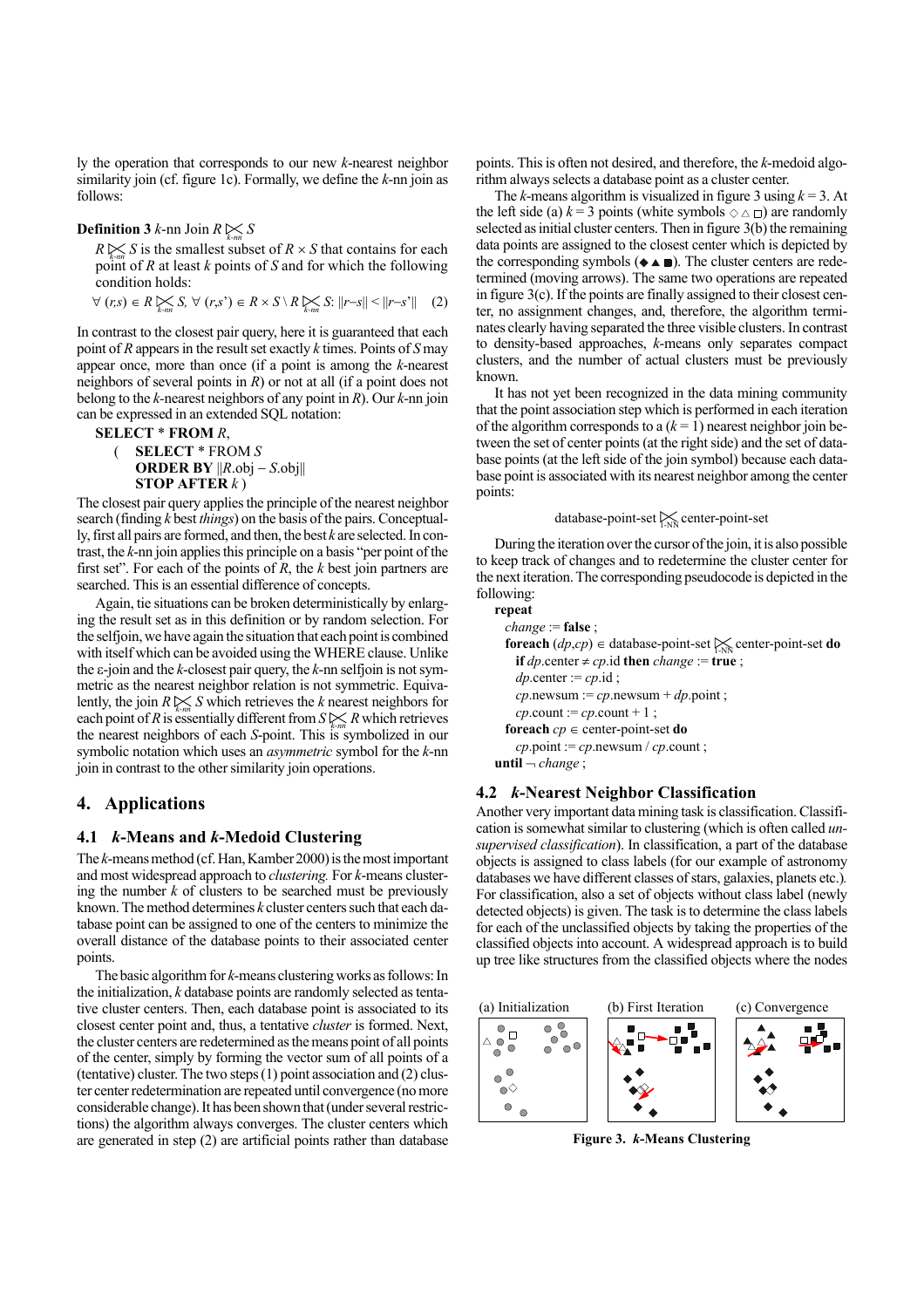ly the operation that corresponds to our new $k$-nearest neighbor similarity join (cf. figure 1c). Formally, we define the $k$-nn join as follows:

**Definition 3** $k$-nn Join $R \ltimes_{k\text{-nn}} S$

$R \ltimes_{k\text{-nn}} S$ is the smallest subset of $R \times S$ that contains for each point of $R$ at least $k$ points of $S$ and for which the following condition holds:

$$\forall (r,s) \in R \ltimes_{k\text{-nn}} S, \forall (r,s') \in R \times S \setminus R \ltimes_{k\text{-nn}} S: \|r-s\| < \|r-s'\| \quad (2)$$

In contrast to the closest pair query, here it is guaranteed that each point of $R$ appears in the result set exactly $k$ times. Points of $S$ may appear once, more than once (if a point is among the $k$-nearest neighbors of several points in $R$) or not at all (if a point does not belong to the $k$-nearest neighbors of any point in $R$). Our $k$-nn join can be expressed in an extended SQL notation:

```
SELECT * FROM R,
    (   SELECT * FROM S
        ORDER BY ||R.obj − S.obj||
        STOP AFTER k )
```

The closest pair query applies the principle of the nearest neighbor search (finding $k$ best *things*) on the basis of the pairs. Conceptually, first all pairs are formed, and then, the best $k$ are selected. In contrast, the $k$-nn join applies this principle on a basis "per point of the first set". For each of the points of $R$, the $k$ best join partners are searched. This is an essential difference of concepts.

Again, tie situations can be broken deterministically by enlarging the result set as in this definition or by random selection. For the selfjoin, we have again the situation that each point is combined with itself which can be avoided using the WHERE clause. Unlike the ε-join and the $k$-closest pair query, the $k$-nn selfjoin is not symmetric as the nearest neighbor relation is not symmetric. Equivalently, the join $R \ltimes_{k\text{-nn}} S$ which retrieves the $k$ nearest neighbors for each point of $R$ is essentially different from $S \ltimes_{k\text{-nn}} R$ which retrieves the nearest neighbors of each $S$-point. This is symbolized in our symbolic notation which uses an *asymmetric* symbol for the $k$-nn join in contrast to the other similarity join operations.

## 4. Applications

### 4.1 *k*-Means and *k*-Medoid Clustering

The $k$-means method (cf. Han, Kamber 2000) is the most important and most widespread approach to *clustering.* For $k$-means clustering the number $k$ of clusters to be searched must be previously known. The method determines $k$ cluster centers such that each database point can be assigned to one of the centers to minimize the overall distance of the database points to their associated center points.

The basic algorithm for $k$-means clustering works as follows: In the initialization, $k$ database points are randomly selected as tentative cluster centers. Then, each database point is associated to its closest center point and, thus, a tentative *cluster* is formed. Next, the cluster centers are redetermined as the means point of all points of the center, simply by forming the vector sum of all points of a (tentative) cluster. The two steps (1) point association and (2) cluster center redetermination are repeated until convergence (no more considerable change). It has been shown that (under several restrictions) the algorithm always converges. The cluster centers which are generated in step (2) are artificial points rather than database points. This is often not desired, and therefore, the $k$-medoid algorithm always selects a database point as a cluster center.

The $k$-means algorithm is visualized in figure 3 using $k = 3$. At the left side (a) $k = 3$ points (white symbols ◇ △ □) are randomly selected as initial cluster centers. Then in figure 3(b) the remaining data points are assigned to the closest center which is depicted by the corresponding symbols (◆ ▲ ■). The cluster centers are redetermined (moving arrows). The same two operations are repeated in figure 3(c). If the points are finally assigned to their closest center, no assignment changes, and, therefore, the algorithm terminates clearly having separated the three visible clusters. In contrast to density-based approaches, $k$-means only separates compact clusters, and the number of actual clusters must be previously known.

It has not yet been recognized in the data mining community that the point association step which is performed in each iteration of the algorithm corresponds to a ($k = 1$) nearest neighbor join between the set of center points (at the right side) and the set of database points (at the left side of the join symbol) because each database point is associated with its nearest neighbor among the center points:

$$\text{database-point-set} \ltimes_{1\text{-NN}} \text{center-point-set}$$

During the iteration over the cursor of the join, it is also possible to keep track of changes and to redetermine the cluster center for the next iteration. The corresponding pseudocode is depicted in the following:

```
repeat
  change := false ;
  foreach (dp,cp) ∈ database-point-set ⋉1-NN center-point-set do
    if dp.center ≠ cp.id then change := true ;
    dp.center := cp.id ;
    cp.newsum := cp.newsum + dp.point ;
    cp.count := cp.count + 1 ;
  foreach cp ∈ center-point-set do
    cp.point := cp.newsum / cp.count ;
until ¬ change ;
```

### 4.2 *k*-Nearest Neighbor Classification

Another very important data mining task is classification. Classification is somewhat similar to clustering (which is often called *unsupervised classification*). In classification, a part of the database objects is assigned to class labels (for our example of astronomy databases we have different classes of stars, galaxies, planets etc.). For classification, also a set of objects without class label (newly detected objects) is given. The task is to determine the class labels for each of the unclassified objects by taking the properties of the classified objects into account. A widespread approach is to build up tree like structures from the classified objects where the nodes

(a) Initialization (b) First Iteration (c) Convergence

**Figure 3.** *k***-Means Clustering**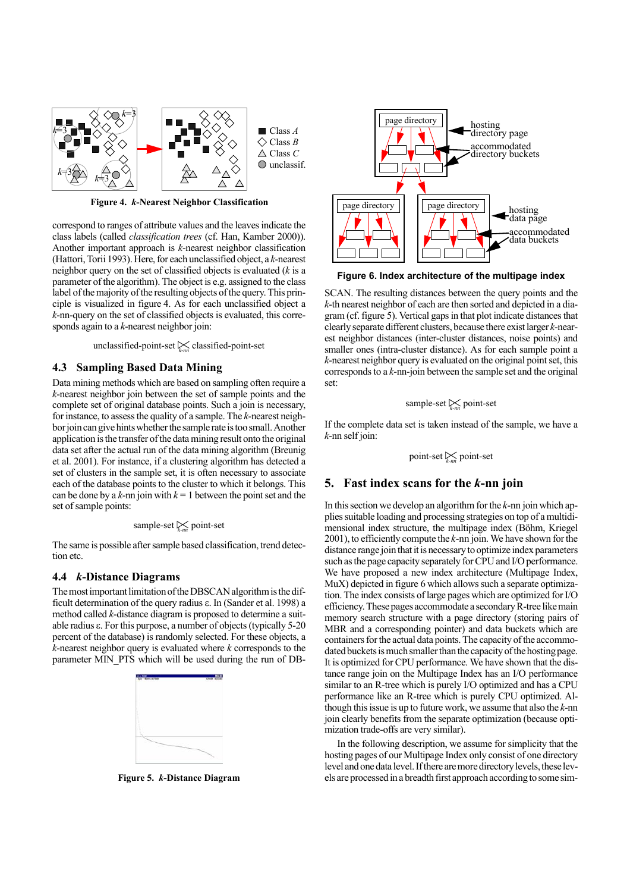**Figure 4. *k*-Nearest Neighbor Classification**

correspond to ranges of attribute values and the leaves indicate the class labels (called *classification trees* (cf. Han, Kamber 2000)). Another important approach is *k*-nearest neighbor classification (Hattori, Torii 1993). Here, for each unclassified object, a *k*-nearest neighbor query on the set of classified objects is evaluated (*k* is a parameter of the algorithm). The object is e.g. assigned to the class label of the majority of the resulting objects of the query. This principle is visualized in figure 4. As for each unclassified object a *k*-nn-query on the set of classified objects is evaluated, this corresponds again to a *k*-nearest neighbor join:

$$\text{unclassified-point-set} \ltimes_{k\text{-}nn} \text{classified-point-set}$$

### 4.3 Sampling Based Data Mining

Data mining methods which are based on sampling often require a *k*-nearest neighbor join between the set of sample points and the complete set of original database points. Such a join is necessary, for instance, to assess the quality of a sample. The *k*-nearest neighbor join can give hints whether the sample rate is too small. Another application is the transfer of the data mining result onto the original data set after the actual run of the data mining algorithm (Breunig et al. 2001). For instance, if a clustering algorithm has detected a set of clusters in the sample set, it is often necessary to associate each of the database points to the cluster to which it belongs. This can be done by a *k*-nn join with $k = 1$ between the point set and the set of sample points:

$$\text{sample-set} \ltimes_{k\text{-}nn} \text{point-set}$$

The same is possible after sample based classification, trend detection etc.

### 4.4 *k*-Distance Diagrams

The most important limitation of the DBSCAN algorithm is the difficult determination of the query radius ε. In (Sander et al. 1998) a method called *k*-distance diagram is proposed to determine a suitable radius ε. For this purpose, a number of objects (typically 5-20 percent of the database) is randomly selected. For these objects, a *k*-nearest neighbor query is evaluated where *k* corresponds to the parameter MIN_PTS which will be used during the run of DBSCAN. The resulting distances between the query points and the *k*-th nearest neighbor of each are then sorted and depicted in a diagram (cf. figure 5). Vertical gaps in that plot indicate distances that clearly separate different clusters, because there exist larger *k*-nearest neighbor distances (inter-cluster distances, noise points) and smaller ones (intra-cluster distance). As for each sample point a *k*-nearest neighbor query is evaluated on the original point set, this corresponds to a *k*-nn-join between the sample set and the original set:

**Figure 5. *k*-Distance Diagram**

**Figure 6. Index architecture of the multipage index**

$$\text{sample-set} \ltimes_{k\text{-}nn} \text{point-set}$$

If the complete data set is taken instead of the sample, we have a *k*-nn self join:

$$\text{point-set} \ltimes_{k\text{-}nn} \text{point-set}$$

## 5. Fast index scans for the *k*-nn join

In this section we develop an algorithm for the *k*-nn join which applies suitable loading and processing strategies on top of a multidimensional index structure, the multipage index (Böhm, Kriegel 2001), to efficiently compute the *k*-nn join. We have shown for the distance range join that it is necessary to optimize index parameters such as the page capacity separately for CPU and I/O performance. We have proposed a new index architecture (Multipage Index, MuX) depicted in figure 6 which allows such a separate optimization. The index consists of large pages which are optimized for I/O efficiency. These pages accommodate a secondary R-tree like main memory search structure with a page directory (storing pairs of MBR and a corresponding pointer) and data buckets which are containers for the actual data points. The capacity of the accommodated buckets is much smaller than the capacity of the hosting page. It is optimized for CPU performance. We have shown that the distance range join on the Multipage Index has an I/O performance similar to an R-tree which is purely I/O optimized and has a CPU performance like an R-tree which is purely CPU optimized. Although this issue is up to future work, we assume that also the *k*-nn join clearly benefits from the separate optimization (because optimization trade-offs are very similar).

In the following description, we assume for simplicity that the hosting pages of our Multipage Index only consist of one directory level and one data level. If there are more directory levels, these levels are processed in a breadth first approach according to some sim-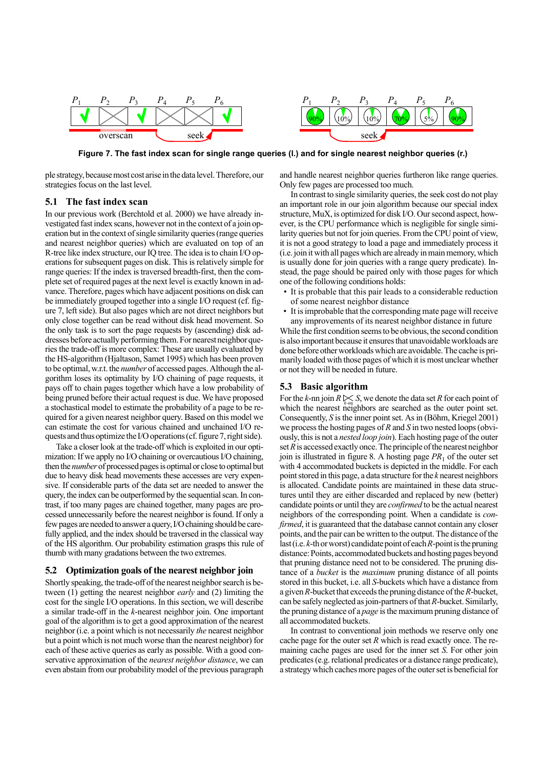Figure 7. The fast index scan for single range queries (l.) and for single nearest neighbor queries (r.)

ple strategy, because most cost arise in the data level. Therefore, our strategies focus on the last level.

### 5.1 The fast index scan

In our previous work (Berchtold et al. 2000) we have already investigated fast index scans, however not in the context of a join operation but in the context of single similarity queries (range queries and nearest neighbor queries) which are evaluated on top of an R-tree like index structure, our IQ tree. The idea is to chain I/O operations for subsequent pages on disk. This is relatively simple for range queries: If the index is traversed breadth-first, then the complete set of required pages at the next level is exactly known in advance. Therefore, pages which have adjacent positions on disk can be immediately grouped together into a single I/O request (cf. figure 7, left side). But also pages which are not direct neighbors but only close together can be read without disk head movement. So the only task is to sort the page requests by (ascending) disk addresses before actually performing them. For nearest neighbor queries the trade-off is more complex: These are usually evaluated by the HS-algorithm (Hjaltason, Samet 1995) which has been proven to be optimal, w.r.t. the *number* of accessed pages. Although the algorithm loses its optimality by I/O chaining of page requests, it pays off to chain pages together which have a low probability of being pruned before their actual request is due. We have proposed a stochastical model to estimate the probability of a page to be required for a given nearest neighbor query. Based on this model we can estimate the cost for various chained and unchained I/O requests and thus optimize the I/O operations (cf. figure 7, right side).

Take a closer look at the trade-off which is exploited in our optimization: If we apply no I/O chaining or overcautious I/O chaining, then the *number* of processed pages is optimal or close to optimal but due to heavy disk head movements these accesses are very expensive. If considerable parts of the data set are needed to answer the query, the index can be outperformed by the sequential scan. In contrast, if too many pages are chained together, many pages are processed unnecessarily before the nearest neighbor is found. If only a few pages are needed to answer a query, I/O chaining should be carefully applied, and the index should be traversed in the classical way of the HS algorithm. Our probability estimation grasps this rule of thumb with many gradations between the two extremes.

### 5.2 Optimization goals of the nearest neighbor join

Shortly speaking, the trade-off of the nearest neighbor search is between (1) getting the nearest neighbor *early* and (2) limiting the cost for the single I/O operations. In this section, we will describe a similar trade-off in the $k$-nearest neighbor join. One important goal of the algorithm is to get a good approximation of the nearest neighbor (i.e. a point which is not necessarily *the* nearest neighbor but a point which is not much worse than the nearest neighbor) for each of these active queries as early as possible. With a good conservative approximation of the *nearest neighbor distance*, we can even abstain from our probability model of the previous paragraph and handle nearest neighbor queries furtheron like range queries. Only few pages are processed too much.

In contrast to single similarity queries, the seek cost do not play an important role in our join algorithm because our special index structure, MuX, is optimized for disk I/O. Our second aspect, however, is the CPU performance which is negligible for single similarity queries but not for join queries. From the CPU point of view, it is not a good strategy to load a page and immediately process it (i.e. join it with all pages which are already in main memory, which is usually done for join queries with a range query predicate). Instead, the page should be paired only with those pages for which one of the following conditions holds:

- It is probable that this pair leads to a considerable reduction of some nearest neighbor distance
- It is improbable that the corresponding mate page will receive any improvements of its nearest neighbor distance in future

While the first condition seems to be obvious, the second condition is also important because it ensures that unavoidable workloads are done before other workloads which are avoidable. The cache is primarily loaded with those pages of which it is most unclear whether or not they will be needed in future.

### 5.3 Basic algorithm

For the $k$-nn join $R \ltimes_{k\text{-nn}} S$, we denote the data set $R$ for each point of which the nearest neighbors are searched as the outer point set. Consequently, $S$ is the inner point set. As in (Böhm, Kriegel 2001) we process the hosting pages of $R$ and $S$ in two nested loops (obviously, this is not a *nested loop join*). Each hosting page of the outer set $R$ is accessed exactly once. The principle of the nearest neighbor join is illustrated in figure 8. A hosting page $PR_1$ of the outer set with 4 accommodated buckets is depicted in the middle. For each point stored in this page, a data structure for the $k$ nearest neighbors is allocated. Candidate points are maintained in these data structures until they are either discarded and replaced by new (better) candidate points or until they are *confirmed* to be the actual nearest neighbors of the corresponding point. When a candidate is *confirmed*, it is guaranteed that the database cannot contain any closer points, and the pair can be written to the output. The distance of the last (i.e. $k$-th or worst) candidate point of each $R$-point is the pruning distance: Points, accommodated buckets and hosting pages beyond that pruning distance need not to be considered. The pruning distance of a *bucket* is the *maximum* pruning distance of all points stored in this bucket, i.e. all $S$-buckets which have a distance from a given $R$-bucket that exceeds the pruning distance of the $R$-bucket, can be safely neglected as join-partners of that $R$-bucket. Similarly, the pruning distance of a *page* is the maximum pruning distance of all accommodated buckets.

In contrast to conventional join methods we reserve only one cache page for the outer set $R$ which is read exactly once. The remaining cache pages are used for the inner set $S$. For other join predicates (e.g. relational predicates or a distance range predicate), a strategy which caches more pages of the outer set is beneficial for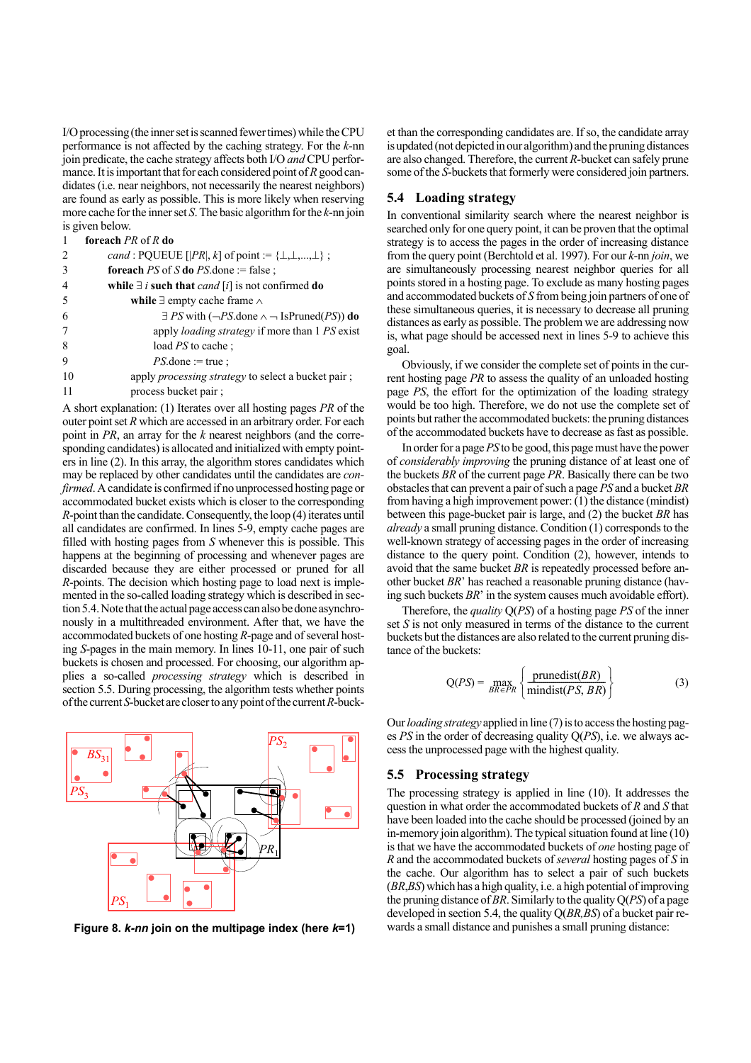I/O processing (the inner set is scanned fewer times) while the CPU performance is not affected by the caching strategy. For the *k*-nn join predicate, the cache strategy affects both I/O *and* CPU performance. It is important that for each considered point of *R* good candidates (i.e. near neighbors, not necessarily the nearest neighbors) are found as early as possible. This is more likely when reserving more cache for the inner set *S*. The basic algorithm for the *k*-nn join is given below.

```
1   foreach PR of R do
2       cand : PQUEUE [|PR|, k] of point := {⊥,⊥,...,⊥} ;
3       foreach PS of S do PS.done := false ;
4       while ∃ i such that cand [i] is not confirmed do
5           while ∃ empty cache frame ∧
6               ∃ PS with (¬PS.done ∧ ¬ IsPruned(PS)) do
7               apply loading strategy if more than 1 PS exist
8               load PS to cache ;
9               PS.done := true ;
10          apply processing strategy to select a bucket pair ;
11          process bucket pair ;
```

A short explanation: (1) Iterates over all hosting pages *PR* of the outer point set *R* which are accessed in an arbitrary order. For each point in *PR*, an array for the *k* nearest neighbors (and the corresponding candidates) is allocated and initialized with empty pointers in line (2). In this array, the algorithm stores candidates which may be replaced by other candidates until the candidates are *confirmed*. A candidate is confirmed if no unprocessed hosting page or accommodated bucket exists which is closer to the corresponding *R*-point than the candidate. Consequently, the loop (4) iterates until all candidates are confirmed. In lines 5-9, empty cache pages are filled with hosting pages from *S* whenever this is possible. This happens at the beginning of processing and whenever pages are discarded because they are either processed or pruned for all *R*-points. The decision which hosting page to load next is implemented in the so-called loading strategy which is described in section 5.4. Note that the actual page access can also be done asynchronously in a multithreaded environment. After that, we have the accommodated buckets of one hosting *R*-page and of several hosting *S*-pages in the main memory. In lines 10-11, one pair of such buckets is chosen and processed. For choosing, our algorithm applies a so-called *processing strategy* which is described in section 5.5. During processing, the algorithm tests whether points of the current *S*-bucket are closer to any point of the current *R*-bucket than the corresponding candidates are. If so, the candidate array is updated (not depicted in our algorithm) and the pruning distances are also changed. Therefore, the current *R*-bucket can safely prune some of the *S*-buckets that formerly were considered join partners.

**Figure 8. *k-nn* join on the multipage index (here *k*=1)**

## 5.4 Loading strategy

In conventional similarity search where the nearest neighbor is searched only for one query point, it can be proven that the optimal strategy is to access the pages in the order of increasing distance from the query point (Berchtold et al. 1997). For our *k*-nn *join*, we are simultaneously processing nearest neighbor queries for all points stored in a hosting page. To exclude as many hosting pages and accommodated buckets of *S* from being join partners of one of these simultaneous queries, it is necessary to decrease all pruning distances as early as possible. The problem we are addressing now is, what page should be accessed next in lines 5-9 to achieve this goal.

Obviously, if we consider the complete set of points in the current hosting page *PR* to assess the quality of an unloaded hosting page *PS*, the effort for the optimization of the loading strategy would be too high. Therefore, we do not use the complete set of points but rather the accommodated buckets: the pruning distances of the accommodated buckets have to decrease as fast as possible.

In order for a page *PS* to be good, this page must have the power of *considerably improving* the pruning distance of at least one of the buckets *BR* of the current page *PR*. Basically there can be two obstacles that can prevent a pair of such a page *PS* and a bucket *BR* from having a high improvement power: (1) the distance (mindist) between this page-bucket pair is large, and (2) the bucket *BR* has *already* a small pruning distance. Condition (1) corresponds to the well-known strategy of accessing pages in the order of increasing distance to the query point. Condition (2), however, intends to avoid that the same bucket *BR* is repeatedly processed before another bucket *BR*' has reached a reasonable pruning distance (having such buckets *BR*' in the system causes much avoidable effort).

Therefore, the *quality* Q(*PS*) of a hosting page *PS* of the inner set *S* is not only measured in terms of the distance to the current buckets but the distances are also related to the current pruning distance of the buckets:

$$Q(PS) = \max_{BR \in PR} \left\{ \frac{\text{prunedist}(BR)}{\text{mindist}(PS, BR)} \right\} \qquad (3)$$

Our *loading strategy* applied in line (7) is to access the hosting pages *PS* in the order of decreasing quality Q(*PS*), i.e. we always access the unprocessed page with the highest quality.

## 5.5 Processing strategy

The processing strategy is applied in line (10). It addresses the question in what order the accommodated buckets of *R* and *S* that have been loaded into the cache should be processed (joined by an in-memory join algorithm). The typical situation found at line (10) is that we have the accommodated buckets of *one* hosting page of *R* and the accommodated buckets of *several* hosting pages of *S* in the cache. Our algorithm has to select a pair of such buckets (*BR*,*BS*) which has a high quality, i.e. a high potential of improving the pruning distance of *BR*. Similarly to the quality Q(*PS*) of a page developed in section 5.4, the quality Q(*BR*,*BS*) of a bucket pair rewards a small distance and punishes a small pruning distance: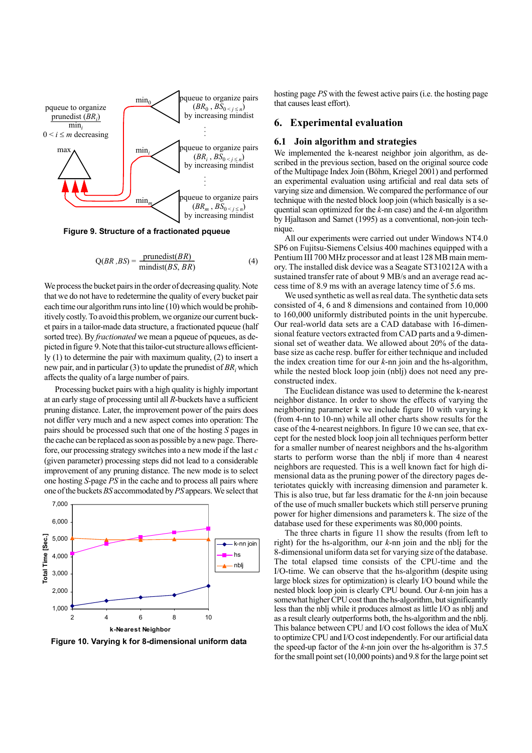Figure 9. Structure of a fractionated pqueue

$$Q(BR, BS) = \frac{\text{prunedist}(BR)}{\text{mindist}(BS, BR)} \qquad (4)$$

We process the bucket pairs in the order of decreasing quality. Note that we do not have to redetermine the quality of every bucket pair each time our algorithm runs into line (10) which would be prohibitively costly. To avoid this problem, we organize our current bucket pairs in a tailor-made data structure, a fractionated pqueue (half sorted tree). By *fractionated* we mean a pqueue of pqueues, as depicted in figure 9. Note that this tailor-cut structure allows efficiently (1) to determine the pair with maximum quality, (2) to insert a new pair, and in particular (3) to update the prunedist of $BR_i$ which affects the quality of a large number of pairs.

Processing bucket pairs with a high quality is highly important at an early stage of processing until all *R*-buckets have a sufficient pruning distance. Later, the improvement power of the pairs does not differ very much and a new aspect comes into operation: The pairs should be processed such that one of the hosting *S* pages in the cache can be replaced as soon as possible by a new page. Therefore, our processing strategy switches into a new mode if the last *c* (given parameter) processing steps did not lead to a considerable improvement of any pruning distance. The new mode is to select one hosting *S*-page *PS* in the cache and to process all pairs where one of the buckets *BS* accommodated by *PS* appears. We select that hosting page *PS* with the fewest active pairs (i.e. the hosting page that causes least effort).

Figure 10. Varying k for 8-dimensional uniform data

## 6. Experimental evaluation

### 6.1 Join algorithm and strategies

We implemented the k-nearest neighbor join algorithm, as described in the previous section, based on the original source code of the Multipage Index Join (Böhm, Kriegel 2001) and performed an experimental evaluation using artificial and real data sets of varying size and dimension. We compared the performance of our technique with the nested block loop join (which basically is a sequential scan optimized for the *k*-nn case) and the *k*-nn algorithm by Hjaltason and Samet (1995) as a conventional, non-join technique.

All our experiments were carried out under Windows NT4.0 SP6 on Fujitsu-Siemens Celsius 400 machines equipped with a Pentium III 700 MHz processor and at least 128 MB main memory. The installed disk device was a Seagate ST310212A with a sustained transfer rate of about 9 MB/s and an average read access time of 8.9 ms with an average latency time of 5.6 ms.

We used synthetic as well as real data. The synthetic data sets consisted of 4, 6 and 8 dimensions and contained from 10,000 to 160,000 uniformly distributed points in the unit hypercube. Our real-world data sets are a CAD database with 16-dimensional feature vectors extracted from CAD parts and a 9-dimensional set of weather data. We allowed about 20% of the database size as cache resp. buffer for either technique and included the index creation time for our *k*-nn join and the hs-algorithm, while the nested block loop join (nblj) does not need any preconstructed index.

The Euclidean distance was used to determine the k-nearest neighbor distance. In order to show the effects of varying the neighboring parameter k we include figure 10 with varying k (from 4-nn to 10-nn) while all other charts show results for the case of the 4-nearest neighbors. In figure 10 we can see, that except for the nested block loop join all techniques perform better for a smaller number of nearest neighbors and the hs-algorithm starts to perform worse than the nblj if more than 4 nearest neighbors are requested. This is a well known fact for high dimensional data as the pruning power of the directory pages deteriotates quickly with increasing dimension and parameter k. This is also true, but far less dramatic for the *k*-nn join because of the use of much smaller buckets which still perserve pruning power for higher dimensions and parameters k. The size of the database used for these experiments was 80,000 points.

The three charts in figure 11 show the results (from left to right) for the hs-algorithm, our *k*-nn join and the nblj for the 8-dimensional uniform data set for varying size of the database. The total elapsed time consists of the CPU-time and the I/O-time. We can observe that the hs-algorithm (despite using large block sizes for optimization) is clearly I/O bound while the nested block loop join is clearly CPU bound. Our *k*-nn join has a somewhat higher CPU cost than the hs-algorithm, but significantly less than the nblj while it produces almost as little I/O as nblj and as a result clearly outperforms both, the hs-algorithm and the nblj. This balance between CPU and I/O cost follows the idea of MuX to optimize CPU and I/O cost independently. For our artificial data the speed-up factor of the *k*-nn join over the hs-algorithm is 37.5 for the small point set (10,000 points) and 9.8 for the large point set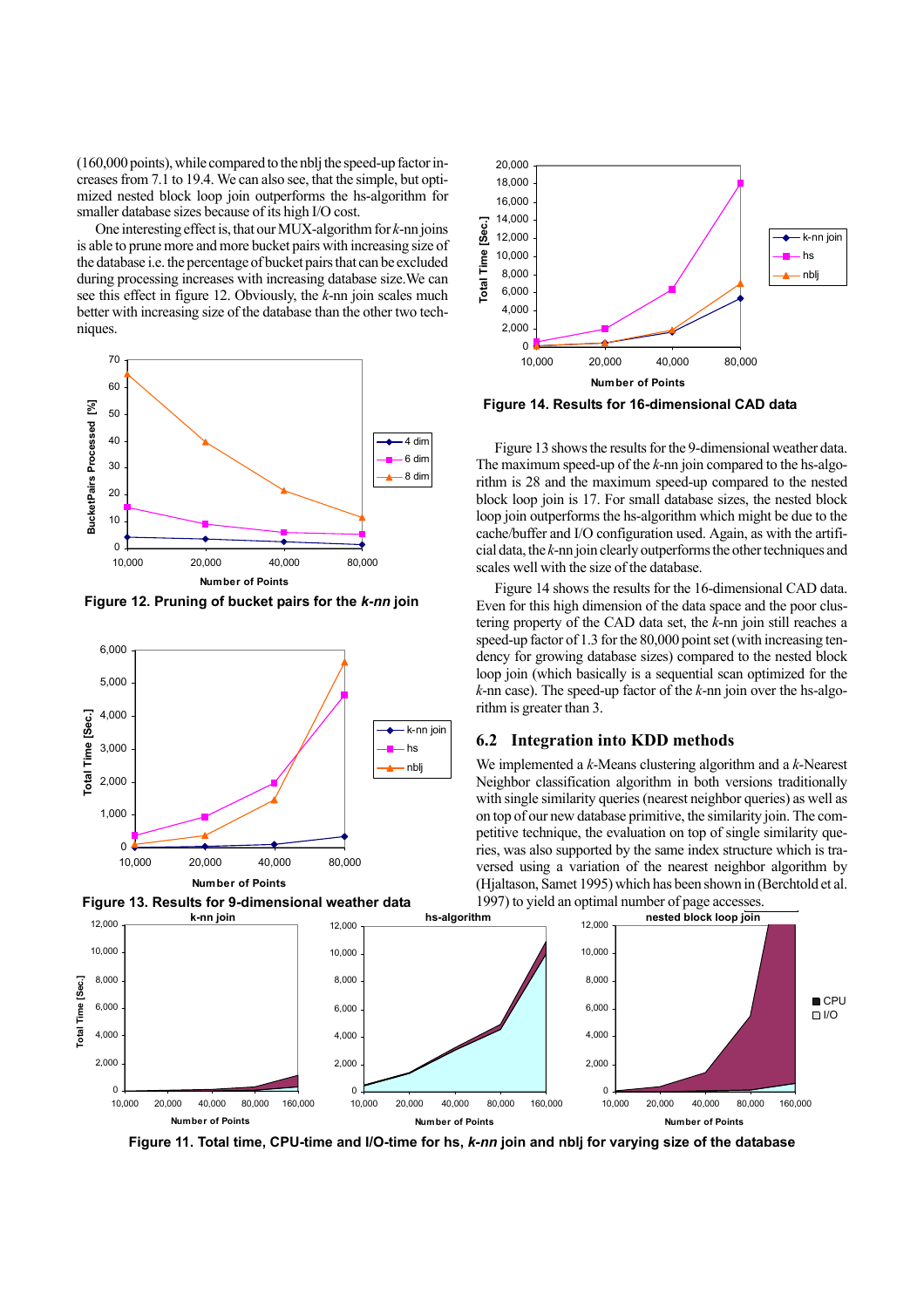(160,000 points), while compared to the nblj the speed-up factor increases from 7.1 to 19.4. We can also see, that the simple, but optimized nested block loop join outperforms the hs-algorithm for smaller database sizes because of its high I/O cost.

One interesting effect is, that our MUX-algorithm for *k*-nn joins is able to prune more and more bucket pairs with increasing size of the database i.e. the percentage of bucket pairs that can be excluded during processing increases with increasing database size. We can see this effect in figure 12. Obviously, the *k*-nn join scales much better with increasing size of the database than the other two techniques.

**Figure 12. Pruning of bucket pairs for the *k-nn* join**

**Figure 13. Results for 9-dimensional weather data**

**Figure 14. Results for 16-dimensional CAD data**

Figure 13 shows the results for the 9-dimensional weather data. The maximum speed-up of the *k*-nn join compared to the hs-algorithm is 28 and the maximum speed-up compared to the nested block loop join is 17. For small database sizes, the nested block loop join outperforms the hs-algorithm which might be due to the cache/buffer and I/O configuration used. Again, as with the artificial data, the *k*-nn join clearly outperforms the other techniques and scales well with the size of the database.

Figure 14 shows the results for the 16-dimensional CAD data. Even for this high dimension of the data space and the poor clustering property of the CAD data set, the *k*-nn join still reaches a speed-up factor of 1.3 for the 80,000 point set (with increasing tendency for growing database sizes) compared to the nested block loop join (which basically is a sequential scan optimized for the *k*-nn case). The speed-up factor of the *k*-nn join over the hs-algorithm is greater than 3.

## 6.2 Integration into KDD methods

We implemented a *k*-Means clustering algorithm and a *k*-Nearest Neighbor classification algorithm in both versions traditionally with single similarity queries (nearest neighbor queries) as well as on top of our new database primitive, the similarity join. The competitive technique, the evaluation on top of single similarity queries, was also supported by the same index structure which is traversed using a variation of the nearest neighbor algorithm by (Hjaltason, Samet 1995) which has been shown in (Berchtold et al. 1997) to yield an optimal number of page accesses.

**Figure 11. Total time, CPU-time and I/O-time for hs, *k-nn* join and nblj for varying size of the database**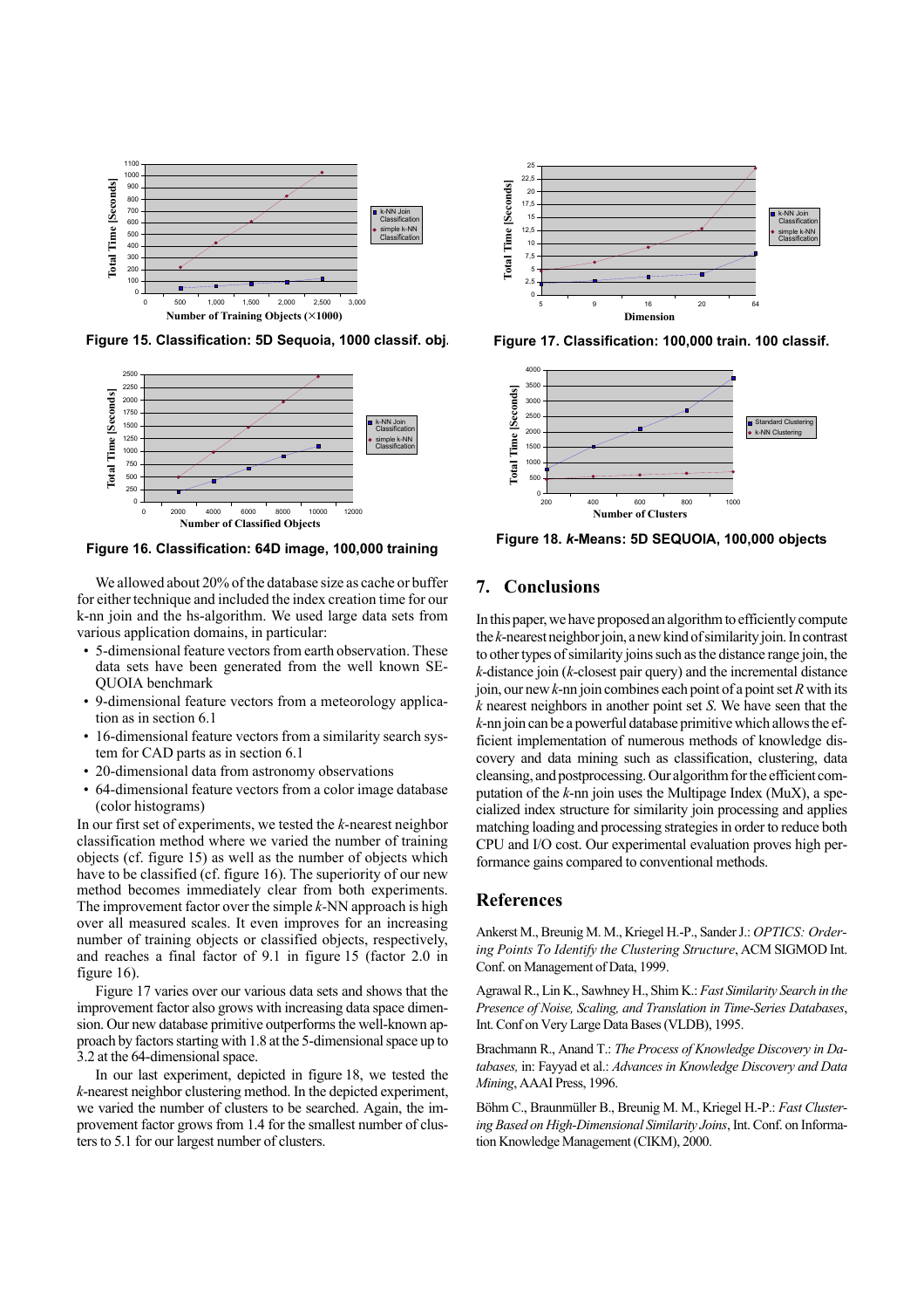Figure 15. Classification: 5D Sequoia, 1000 classif. obj.

Figure 16. Classification: 64D image, 100,000 training

Figure 17. Classification: 100,000 train. 100 classif.

Figure 18. *k*-Means: 5D SEQUOIA, 100,000 objects

We allowed about 20% of the database size as cache or buffer for either technique and included the index creation time for our k-nn join and the hs-algorithm. We used large data sets from various application domains, in particular:

- 5-dimensional feature vectors from earth observation. These data sets have been generated from the well known SEQUOIA benchmark
- 9-dimensional feature vectors from a meteorology application as in section 6.1
- 16-dimensional feature vectors from a similarity search system for CAD parts as in section 6.1
- 20-dimensional data from astronomy observations
- 64-dimensional feature vectors from a color image database (color histograms)

In our first set of experiments, we tested the *k*-nearest neighbor classification method where we varied the number of training objects (cf. figure 15) as well as the number of objects which have to be classified (cf. figure 16). The superiority of our new method becomes immediately clear from both experiments. The improvement factor over the simple *k*-NN approach is high over all measured scales. It even improves for an increasing number of training objects or classified objects, respectively, and reaches a final factor of 9.1 in figure 15 (factor 2.0 in figure 16).

Figure 17 varies over our various data sets and shows that the improvement factor also grows with increasing data space dimension. Our new database primitive outperforms the well-known approach by factors starting with 1.8 at the 5-dimensional space up to 3.2 at the 64-dimensional space.

In our last experiment, depicted in figure 18, we tested the *k*-nearest neighbor clustering method. In the depicted experiment, we varied the number of clusters to be searched. Again, the improvement factor grows from 1.4 for the smallest number of clusters to 5.1 for our largest number of clusters.

## 7. Conclusions

In this paper, we have proposed an algorithm to efficiently compute the *k*-nearest neighbor join, a new kind of similarity join. In contrast to other types of similarity joins such as the distance range join, the *k*-distance join (*k*-closest pair query) and the incremental distance join, our new *k*-nn join combines each point of a point set *R* with its *k* nearest neighbors in another point set *S*. We have seen that the *k*-nn join can be a powerful database primitive which allows the efficient implementation of numerous methods of knowledge discovery and data mining such as classification, clustering, data cleansing, and postprocessing. Our algorithm for the efficient computation of the *k*-nn join uses the Multipage Index (MuX), a specialized index structure for similarity join processing and applies matching loading and processing strategies in order to reduce both CPU and I/O cost. Our experimental evaluation proves high performance gains compared to conventional methods.

## References

Ankerst M., Breunig M. M., Kriegel H.-P., Sander J.: *OPTICS: Ordering Points To Identify the Clustering Structure*, ACM SIGMOD Int. Conf. on Management of Data, 1999.

Agrawal R., Lin K., Sawhney H., Shim K.: *Fast Similarity Search in the Presence of Noise, Scaling, and Translation in Time-Series Databases*, Int. Conf on Very Large Data Bases (VLDB), 1995.

Brachmann R., Anand T.: *The Process of Knowledge Discovery in Databases,* in: Fayyad et al.: *Advances in Knowledge Discovery and Data Mining*, AAAI Press, 1996.

Böhm C., Braunmüller B., Kriegel H.-P.: *Fast Clustering Based on High-Dimensional Similarity Joins*, Int. Conf. on Information Knowledge Management (CIKM), 2000.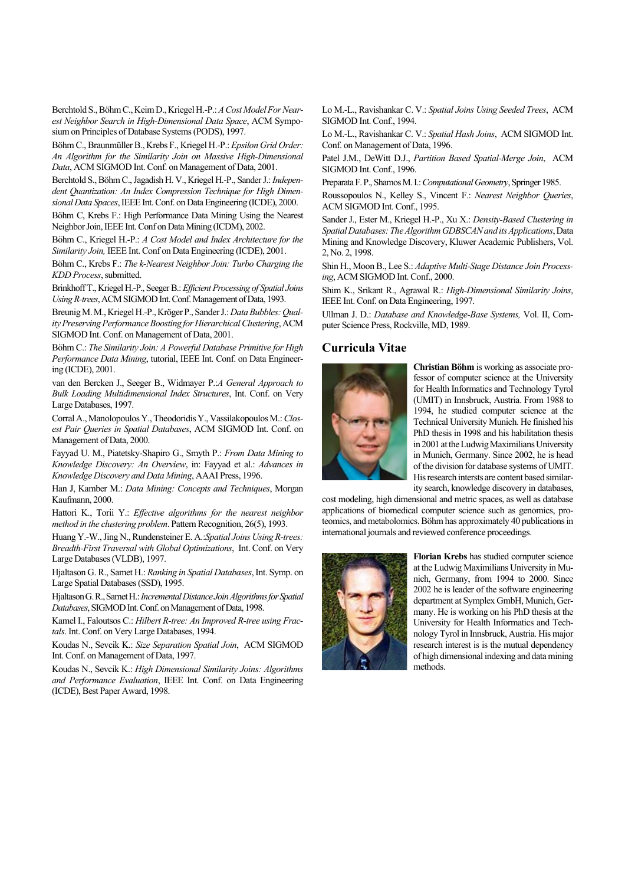Berchtold S., Böhm C., Keim D., Kriegel H.-P.: *A Cost Model For Nearest Neighbor Search in High-Dimensional Data Space*, ACM Symposium on Principles of Database Systems (PODS), 1997.

Böhm C., Braunmüller B., Krebs F., Kriegel H.-P.: *Epsilon Grid Order: An Algorithm for the Similarity Join on Massive High-Dimensional Data*, ACM SIGMOD Int. Conf. on Management of Data, 2001.

Berchtold S., Böhm C., Jagadish H. V., Kriegel H.-P., Sander J.: *Independent Quantization: An Index Compression Technique for High Dimensional Data Spaces*, IEEE Int. Conf. on Data Engineering (ICDE), 2000.

Böhm C, Krebs F.: High Performance Data Mining Using the Nearest Neighbor Join, IEEE Int. Conf on Data Mining (ICDM), 2002.

Böhm C., Kriegel H.-P.: *A Cost Model and Index Architecture for the Similarity Join,* IEEE Int. Conf on Data Engineering (ICDE), 2001.

Böhm C., Krebs F.: *The k-Nearest Neighbor Join: Turbo Charging the KDD Process*, submitted.

Brinkhoff T., Kriegel H.-P., Seeger B.: *Efficient Processing of Spatial Joins Using R-trees*, ACM SIGMOD Int. Conf. Management of Data, 1993.

Breunig M. M., Kriegel H.-P., Kröger P., Sander J.: *Data Bubbles: Quality Preserving Performance Boosting for Hierarchical Clustering*, ACM SIGMOD Int. Conf. on Management of Data, 2001.

Böhm C.: *The Similarity Join: A Powerful Database Primitive for High Performance Data Mining*, tutorial, IEEE Int. Conf. on Data Engineering (ICDE), 2001.

van den Bercken J., Seeger B., Widmayer P.:*A General Approach to Bulk Loading Multidimensional Index Structures*, Int. Conf. on Very Large Databases, 1997.

Corral A., Manolopoulos Y., Theodoridis Y., Vassilakopoulos M.: *Closest Pair Queries in Spatial Databases*, ACM SIGMOD Int. Conf. on Management of Data, 2000.

Fayyad U. M., Piatetsky-Shapiro G., Smyth P.: *From Data Mining to Knowledge Discovery: An Overview*, in: Fayyad et al.: *Advances in Knowledge Discovery and Data Mining*, AAAI Press, 1996.

Han J, Kamber M.: *Data Mining: Concepts and Techniques*, Morgan Kaufmann, 2000.

Hattori K., Torii Y.: *Effective algorithms for the nearest neighbor method in the clustering problem*. Pattern Recognition, 26(5), 1993.

Huang Y.-W., Jing N., Rundensteiner E. A.:*Spatial Joins Using R-trees: Breadth-First Traversal with Global Optimizations*, Int. Conf. on Very Large Databases (VLDB), 1997.

Hjaltason G. R., Samet H.: *Ranking in Spatial Databases*, Int. Symp. on Large Spatial Databases (SSD), 1995.

Hjaltason G. R., Samet H.: *Incremental Distance Join Algorithms for Spatial Databases*, SIGMOD Int. Conf. on Management of Data, 1998.

Kamel I., Faloutsos C.: *Hilbert R-tree: An Improved R-tree using Fractals*. Int. Conf. on Very Large Databases, 1994.

Koudas N., Sevcik K.: *Size Separation Spatial Join*, ACM SIGMOD Int. Conf. on Management of Data, 1997.

Koudas N., Sevcik K.: *High Dimensional Similarity Joins: Algorithms and Performance Evaluation*, IEEE Int. Conf. on Data Engineering (ICDE), Best Paper Award, 1998.

Lo M.-L., Ravishankar C. V.: *Spatial Joins Using Seeded Trees*, ACM SIGMOD Int. Conf., 1994.

Lo M.-L., Ravishankar C. V.: *Spatial Hash Joins*, ACM SIGMOD Int. Conf. on Management of Data, 1996.

Patel J.M., DeWitt D.J., *Partition Based Spatial-Merge Join*, ACM SIGMOD Int. Conf., 1996.

Preparata F. P., Shamos M. I.: *Computational Geometry*, Springer 1985.

Roussopoulos N., Kelley S., Vincent F.: *Nearest Neighbor Queries*, ACM SIGMOD Int. Conf., 1995.

Sander J., Ester M., Kriegel H.-P., Xu X.: *Density-Based Clustering in Spatial Databases: The Algorithm GDBSCAN and its Applications*, Data Mining and Knowledge Discovery, Kluwer Academic Publishers, Vol. 2, No. 2, 1998.

Shin H., Moon B., Lee S.: *Adaptive Multi-Stage Distance Join Processing*, ACM SIGMOD Int. Conf., 2000.

Shim K., Srikant R., Agrawal R.: *High-Dimensional Similarity Joins*, IEEE Int. Conf. on Data Engineering, 1997.

Ullman J. D.: *Database and Knowledge-Base Systems,* Vol. II, Computer Science Press, Rockville, MD, 1989.

## Curricula Vitae

**Christian Böhm** is working as associate professor of computer science at the University for Health Informatics and Technology Tyrol (UMIT) in Innsbruck, Austria. From 1988 to 1994, he studied computer science at the Technical University Munich. He finished his PhD thesis in 1998 and his habilitation thesis in 2001 at the Ludwig Maximilians University in Munich, Germany. Since 2002, he is head of the division for database systems of UMIT. His research intersts are content based similarity search, knowledge discovery in databases, cost modeling, high dimensional and metric spaces, as well as database applications of biomedical computer science such as genomics, proteomics, and metabolomics. Böhm has approximately 40 publications in international journals and reviewed conference proceedings.

**Florian Krebs** has studied computer science at the Ludwig Maximilians University in Munich, Germany, from 1994 to 2000. Since 2002 he is leader of the software engineering department at Symplex GmbH, Munich, Germany. He is working on his PhD thesis at the University for Health Informatics and Technology Tyrol in Innsbruck, Austria. His major research interest is is the mutual dependency of high dimensional indexing and data mining methods.